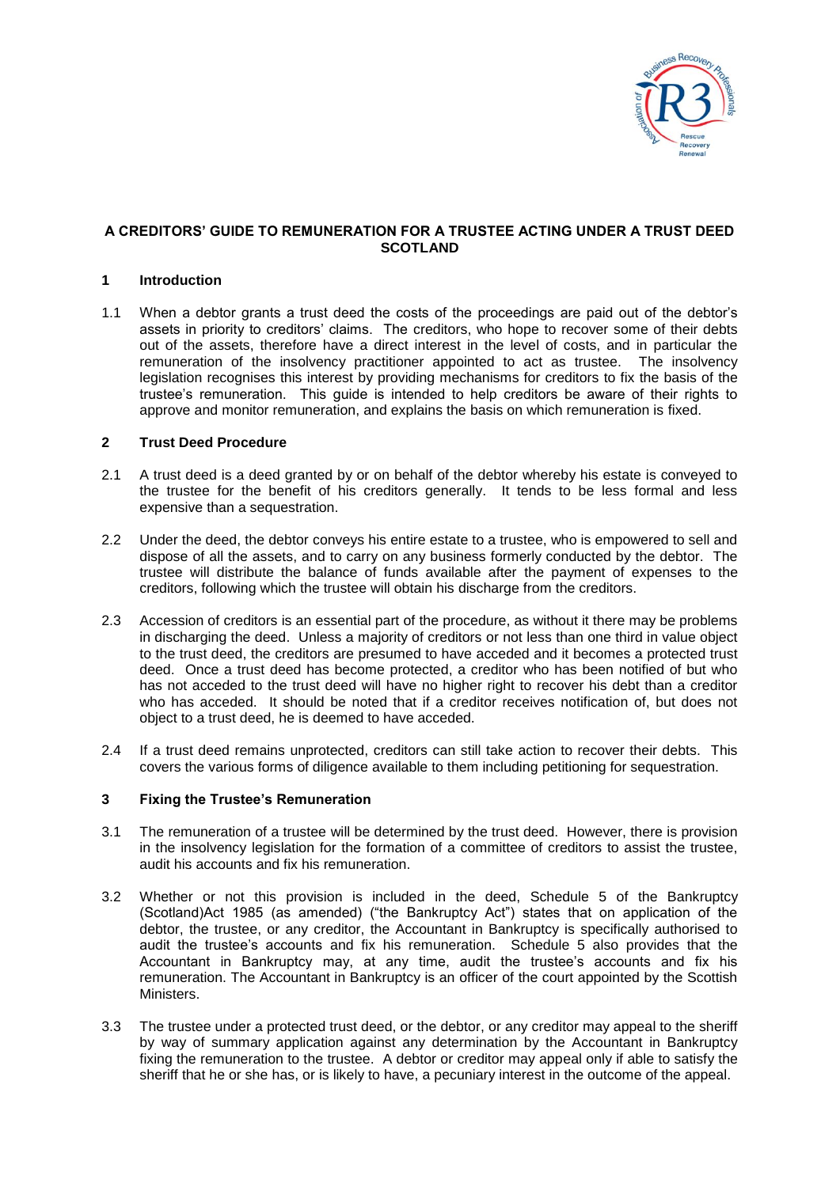# A CREDITORS' GUIDE TO REMUNERATION FOR A TRUSTEE ACTING UNDER A TRUST DEED SCOTLAND

## 1 Introduction

1.1 When a debtor grants a trust deed the costs of the proceedings are paid out of the debtor's assets in priority to creditors' claims. The creditors, who hope to recover some of their debts out of the assets, therefore have a direct interest in the level of costs, and in particular the remuneration of the insolvency practitioner appointed to act as trustee. The insolvency legislation recognises this interest by providing mechanisms for creditors to fix the basis of the trustee's remuneration. This guide is intended to help creditors be aware of their rights to approve and monitor remuneration, and explains the basis on which remuneration is fixed.

## 2 Trust Deed Procedure

2.1 A trust deed is a deed granted by or on behalf of the debtor whereby his estate is conveyed to the trustee for the benefit of his creditors generally. It tends to be less formal and less expensive than a sequestration.

2.2 Under the deed, the debtor conveys his entire estate to a trustee, who is empowered to sell and dispose of all the assets, and to carry on any business formerly conducted by the debtor. The trustee will distribute the balance of funds available after the payment of expenses to the creditors, following which the trustee will obtain his discharge from the creditors.

2.3 Accession of creditors is an essential part of the procedure, as without it there may be problems in discharging the deed. Unless a majority of creditors or not less than one third in value object to the trust deed, the creditors are presumed to have acceded and it becomes a protected trust deed. Once a trust deed has become protected, a creditor who has been notified of but who has not acceded to the trust deed will have no higher right to recover his debt than a creditor who has acceded. It should be noted that if a creditor receives notification of, but does not object to a trust deed, he is deemed to have acceded.

2.4 If a trust deed remains unprotected, creditors can still take action to recover their debts. This covers the various forms of diligence available to them including petitioning for sequestration.

## 3 Fixing the Trustee's Remuneration

3.1 The remuneration of a trustee will be determined by the trust deed. However, there is provision in the insolvency legislation for the formation of a committee of creditors to assist the trustee, audit his accounts and fix his remuneration.

3.2 Whether or not this provision is included in the deed, Schedule 5 of the Bankruptcy (Scotland)Act 1985 (as amended) ("the Bankruptcy Act") states that on application of the debtor, the trustee, or any creditor, the Accountant in Bankruptcy is specifically authorised to audit the trustee's accounts and fix his remuneration. Schedule 5 also provides that the Accountant in Bankruptcy may, at any time, audit the trustee's accounts and fix his remuneration. The Accountant in Bankruptcy is an officer of the court appointed by the Scottish Ministers.

3.3 The trustee under a protected trust deed, or the debtor, or any creditor may appeal to the sheriff by way of summary application against any determination by the Accountant in Bankruptcy fixing the remuneration to the trustee. A debtor or creditor may appeal only if able to satisfy the sheriff that he or she has, or is likely to have, a pecuniary interest in the outcome of the appeal.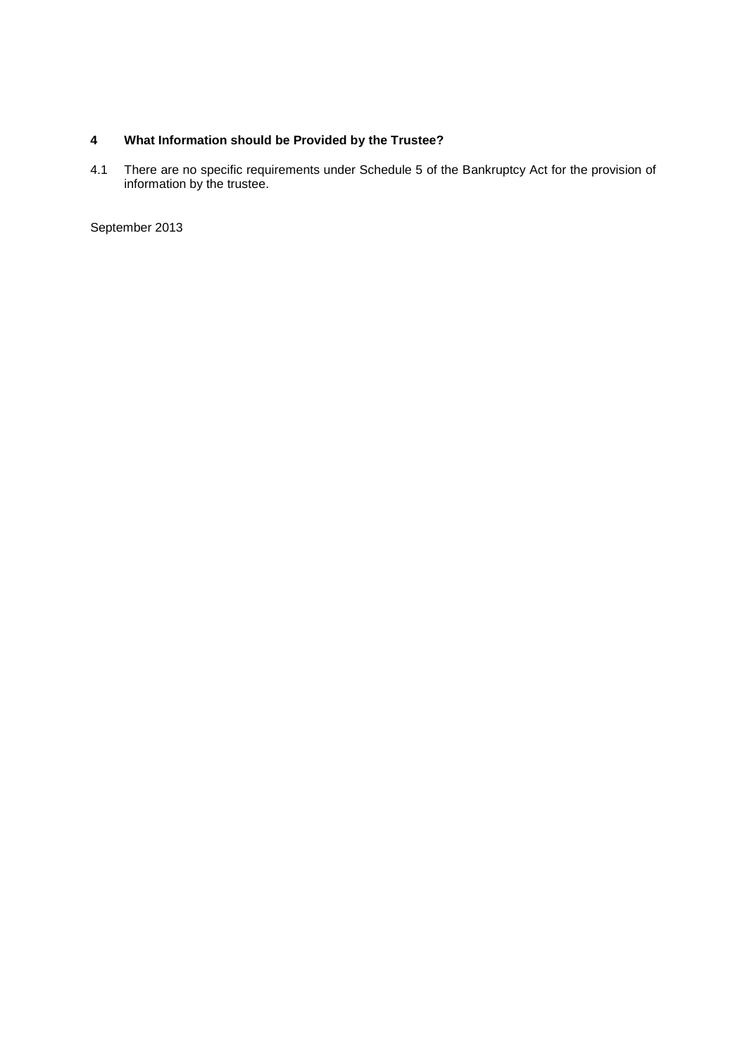## 4 What Information should be Provided by the Trustee?

4.1 There are no specific requirements under Schedule 5 of the Bankruptcy Act for the provision of information by the trustee.

September 2013